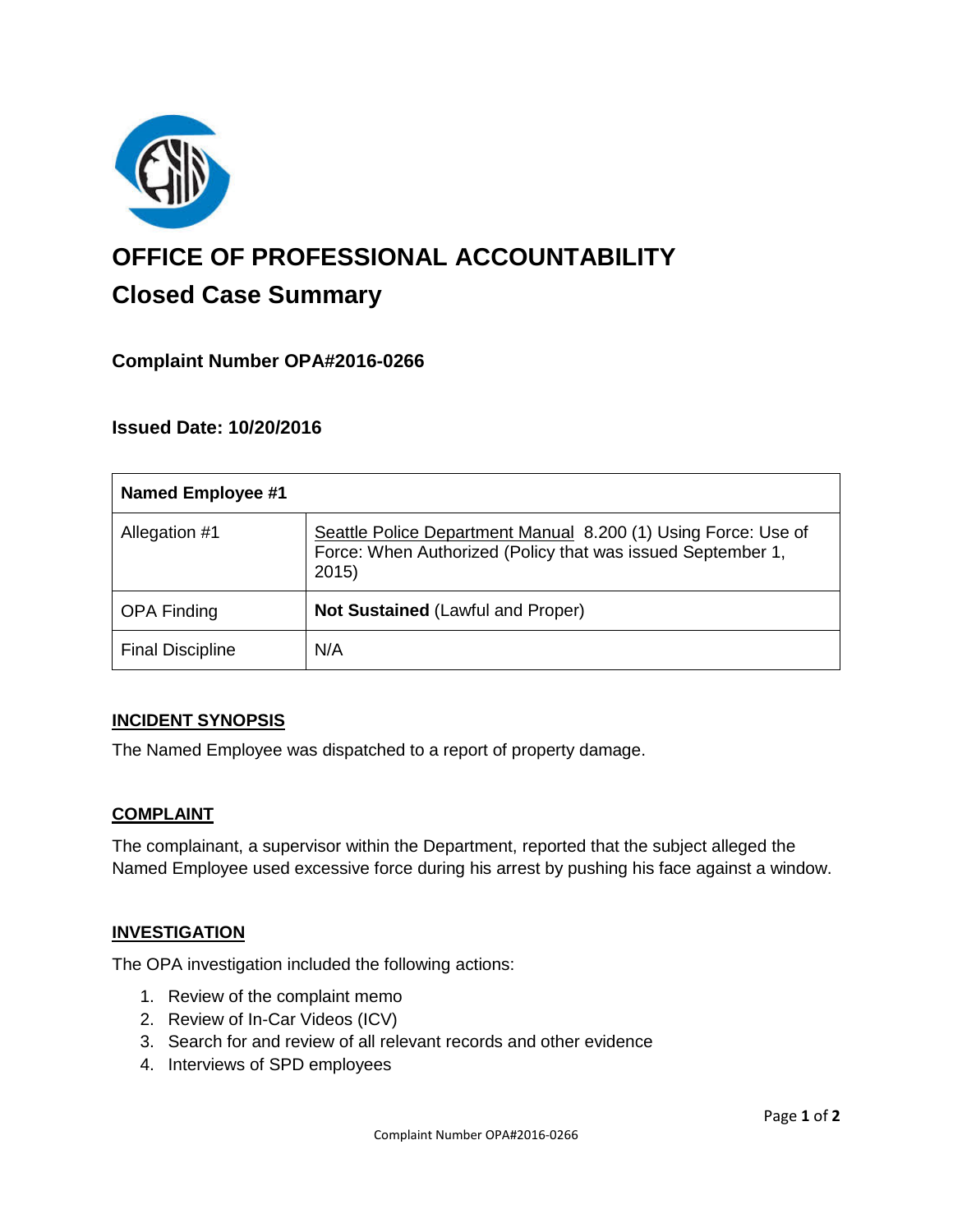# OFFICE OF PROFESSIONAL ACCOUNTABILITY

## Closed Case Summary

### Complaint Number OPA#2016-0266

### Issued Date: 10/20/2016

| Named Employee #1 | |
|---|---|
| Allegation #1 | Seattle Police Department Manual 8.200 (1) Using Force: Use of Force: When Authorized (Policy that was issued September 1, 2015) |
| OPA Finding | **Not Sustained** (Lawful and Proper) |
| Final Discipline | N/A |

**INCIDENT SYNOPSIS**

The Named Employee was dispatched to a report of property damage.

**COMPLAINT**

The complainant, a supervisor within the Department, reported that the subject alleged the Named Employee used excessive force during his arrest by pushing his face against a window.

**INVESTIGATION**

The OPA investigation included the following actions:

1. Review of the complaint memo
2. Review of In-Car Videos (ICV)
3. Search for and review of all relevant records and other evidence
4. Interviews of SPD employees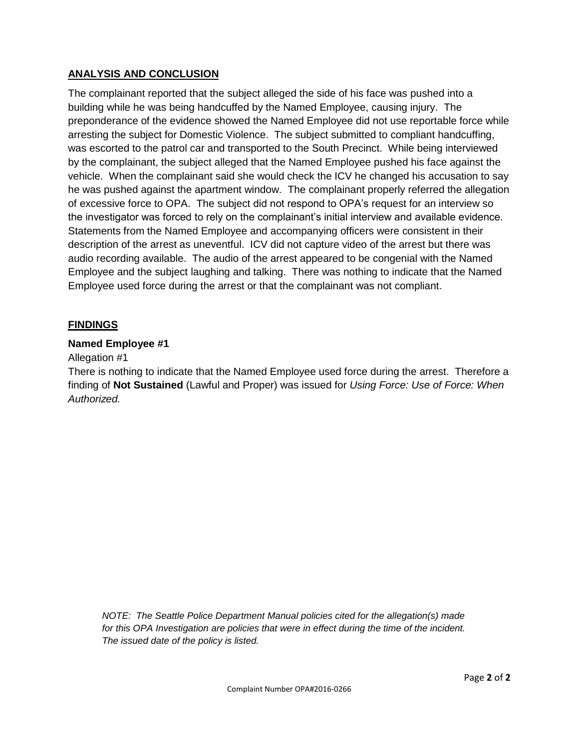## ANALYSIS AND CONCLUSION

The complainant reported that the subject alleged the side of his face was pushed into a building while he was being handcuffed by the Named Employee, causing injury. The preponderance of the evidence showed the Named Employee did not use reportable force while arresting the subject for Domestic Violence. The subject submitted to compliant handcuffing, was escorted to the patrol car and transported to the South Precinct. While being interviewed by the complainant, the subject alleged that the Named Employee pushed his face against the vehicle. When the complainant said she would check the ICV he changed his accusation to say he was pushed against the apartment window. The complainant properly referred the allegation of excessive force to OPA. The subject did not respond to OPA's request for an interview so the investigator was forced to rely on the complainant's initial interview and available evidence. Statements from the Named Employee and accompanying officers were consistent in their description of the arrest as uneventful. ICV did not capture video of the arrest but there was audio recording available. The audio of the arrest appeared to be congenial with the Named Employee and the subject laughing and talking. There was nothing to indicate that the Named Employee used force during the arrest or that the complainant was not compliant.

## FINDINGS

### Named Employee #1

Allegation #1

There is nothing to indicate that the Named Employee used force during the arrest. Therefore a finding of **Not Sustained** (Lawful and Proper) was issued for *Using Force: Use of Force: When Authorized.*

*NOTE: The Seattle Police Department Manual policies cited for the allegation(s) made for this OPA Investigation are policies that were in effect during the time of the incident. The issued date of the policy is listed.*

Complaint Number OPA#2016-0266